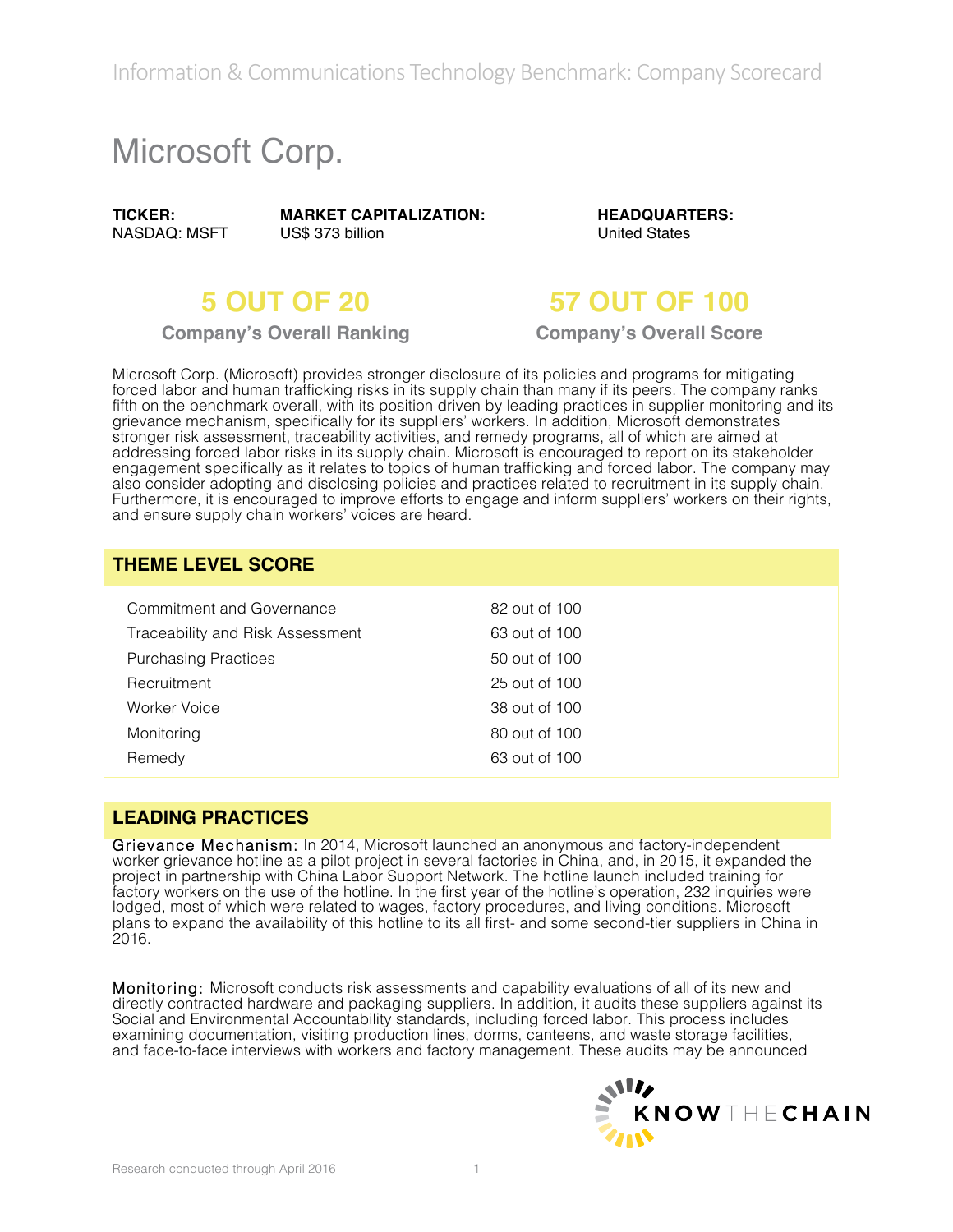Information & Communications Technology Benchmark: Company Scorecard

# Microsoft Corp.

**TICKER:** NASDAQ: MSFT

**MARKET CAPITALIZATION:** US$ 373 billion

**HEADQUARTERS:** United States

## 5 OUT OF 20
**Company's Overall Ranking**

## 57 OUT OF 100
**Company's Overall Score**

Microsoft Corp. (Microsoft) provides stronger disclosure of its policies and programs for mitigating forced labor and human trafficking risks in its supply chain than many if its peers. The company ranks fifth on the benchmark overall, with its position driven by leading practices in supplier monitoring and its grievance mechanism, specifically for its suppliers' workers. In addition, Microsoft demonstrates stronger risk assessment, traceability activities, and remedy programs, all of which are aimed at addressing forced labor risks in its supply chain. Microsoft is encouraged to report on its stakeholder engagement specifically as it relates to topics of human trafficking and forced labor. The company may also consider adopting and disclosing policies and practices related to recruitment in its supply chain. Furthermore, it is encouraged to improve efforts to engage and inform suppliers' workers on their rights, and ensure supply chain workers' voices are heard.

## THEME LEVEL SCORE

| Theme | Score |
|---|---|
| Commitment and Governance | 82 out of 100 |
| Traceability and Risk Assessment | 63 out of 100 |
| Purchasing Practices | 50 out of 100 |
| Recruitment | 25 out of 100 |
| Worker Voice | 38 out of 100 |
| Monitoring | 80 out of 100 |
| Remedy | 63 out of 100 |

## LEADING PRACTICES

**Grievance Mechanism:** In 2014, Microsoft launched an anonymous and factory-independent worker grievance hotline as a pilot project in several factories in China, and, in 2015, it expanded the project in partnership with China Labor Support Network. The hotline launch included training for factory workers on the use of the hotline. In the first year of the hotline's operation, 232 inquiries were lodged, most of which were related to wages, factory procedures, and living conditions. Microsoft plans to expand the availability of this hotline to its all first- and some second-tier suppliers in China in 2016.

**Monitoring:** Microsoft conducts risk assessments and capability evaluations of all of its new and directly contracted hardware and packaging suppliers. In addition, it audits these suppliers against its Social and Environmental Accountability standards, including forced labor. This process includes examining documentation, visiting production lines, dorms, canteens, and waste storage facilities, and face-to-face interviews with workers and factory management. These audits may be announced

Research conducted through April 2016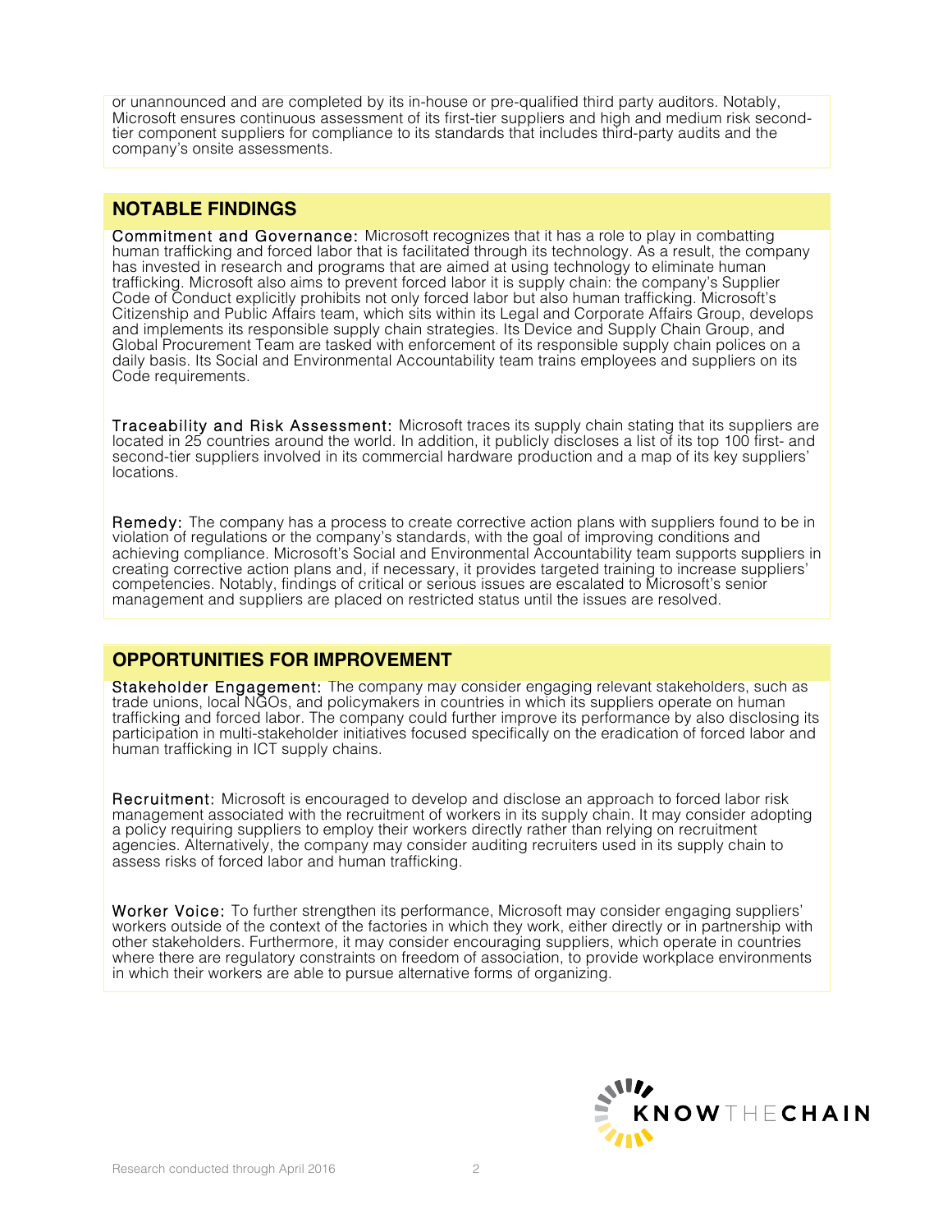or unannounced and are completed by its in-house or pre-qualified third party auditors. Notably, Microsoft ensures continuous assessment of its first-tier suppliers and high and medium risk second-tier component suppliers for compliance to its standards that includes third-party audits and the company's onsite assessments.

## NOTABLE FINDINGS

**Commitment and Governance:** Microsoft recognizes that it has a role to play in combatting human trafficking and forced labor that is facilitated through its technology. As a result, the company has invested in research and programs that are aimed at using technology to eliminate human trafficking. Microsoft also aims to prevent forced labor it is supply chain: the company's Supplier Code of Conduct explicitly prohibits not only forced labor but also human trafficking. Microsoft's Citizenship and Public Affairs team, which sits within its Legal and Corporate Affairs Group, develops and implements its responsible supply chain strategies. Its Device and Supply Chain Group, and Global Procurement Team are tasked with enforcement of its responsible supply chain polices on a daily basis. Its Social and Environmental Accountability team trains employees and suppliers on its Code requirements.

**Traceability and Risk Assessment:** Microsoft traces its supply chain stating that its suppliers are located in 25 countries around the world. In addition, it publicly discloses a list of its top 100 first- and second-tier suppliers involved in its commercial hardware production and a map of its key suppliers' locations.

**Remedy:** The company has a process to create corrective action plans with suppliers found to be in violation of regulations or the company's standards, with the goal of improving conditions and achieving compliance. Microsoft's Social and Environmental Accountability team supports suppliers in creating corrective action plans and, if necessary, it provides targeted training to increase suppliers' competencies. Notably, findings of critical or serious issues are escalated to Microsoft's senior management and suppliers are placed on restricted status until the issues are resolved.

## OPPORTUNITIES FOR IMPROVEMENT

**Stakeholder Engagement:** The company may consider engaging relevant stakeholders, such as trade unions, local NGOs, and policymakers in countries in which its suppliers operate on human trafficking and forced labor. The company could further improve its performance by also disclosing its participation in multi-stakeholder initiatives focused specifically on the eradication of forced labor and human trafficking in ICT supply chains.

**Recruitment:** Microsoft is encouraged to develop and disclose an approach to forced labor risk management associated with the recruitment of workers in its supply chain. It may consider adopting a policy requiring suppliers to employ their workers directly rather than relying on recruitment agencies. Alternatively, the company may consider auditing recruiters used in its supply chain to assess risks of forced labor and human trafficking.

**Worker Voice:** To further strengthen its performance, Microsoft may consider engaging suppliers' workers outside of the context of the factories in which they work, either directly or in partnership with other stakeholders. Furthermore, it may consider encouraging suppliers, which operate in countries where there are regulatory constraints on freedom of association, to provide workplace environments in which their workers are able to pursue alternative forms of organizing.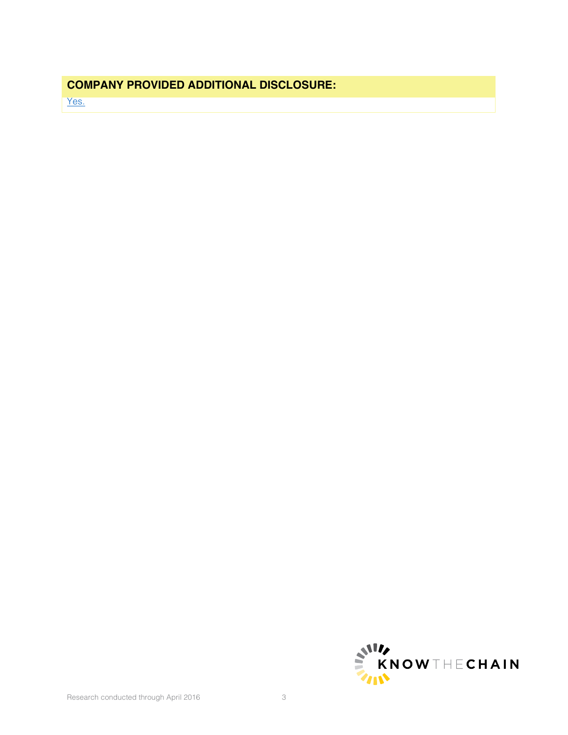**COMPANY PROVIDED ADDITIONAL DISCLOSURE:**

Yes.